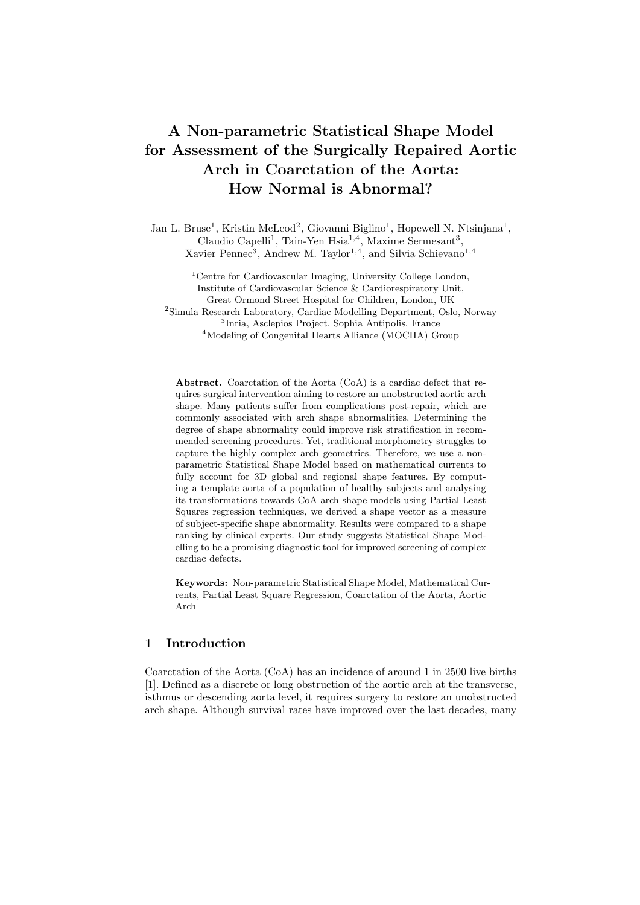# A Non-parametric Statistical Shape Model for Assessment of the Surgically Repaired Aortic Arch in Coarctation of the Aorta: How Normal is Abnormal?

Jan L. Bruse[1], Kristin McLeod[2], Giovanni Biglino[1], Hopewell N. Ntsinjana[1], Claudio Capelli[1], Tain-Yen Hsia[1,4], Maxime Sermesant[3], Xavier Pennec[3], Andrew M. Taylor[1,4], and Silvia Schievano[1,4]

[1]Centre for Cardiovascular Imaging, University College London, Institute of Cardiovascular Science & Cardiorespiratory Unit, Great Ormond Street Hospital for Children, London, UK
[2]Simula Research Laboratory, Cardiac Modelling Department, Oslo, Norway
[3]Inria, Asclepios Project, Sophia Antipolis, France
[4]Modeling of Congenital Hearts Alliance (MOCHA) Group

**Abstract.** Coarctation of the Aorta (CoA) is a cardiac defect that requires surgical intervention aiming to restore an unobstructed aortic arch shape. Many patients suffer from complications post-repair, which are commonly associated with arch shape abnormalities. Determining the degree of shape abnormality could improve risk stratification in recommended screening procedures. Yet, traditional morphometry struggles to capture the highly complex arch geometries. Therefore, we use a non-parametric Statistical Shape Model based on mathematical currents to fully account for 3D global and regional shape features. By computing a template aorta of a population of healthy subjects and analysing its transformations towards CoA arch shape models using Partial Least Squares regression techniques, we derived a shape vector as a measure of subject-specific shape abnormality. Results were compared to a shape ranking by clinical experts. Our study suggests Statistical Shape Modelling to be a promising diagnostic tool for improved screening of complex cardiac defects.

**Keywords:** Non-parametric Statistical Shape Model, Mathematical Currents, Partial Least Square Regression, Coarctation of the Aorta, Aortic Arch

## 1 Introduction

Coarctation of the Aorta (CoA) has an incidence of around 1 in 2500 live births [1]. Defined as a discrete or long obstruction of the aortic arch at the transverse, isthmus or descending aorta level, it requires surgery to restore an unobstructed arch shape. Although survival rates have improved over the last decades, many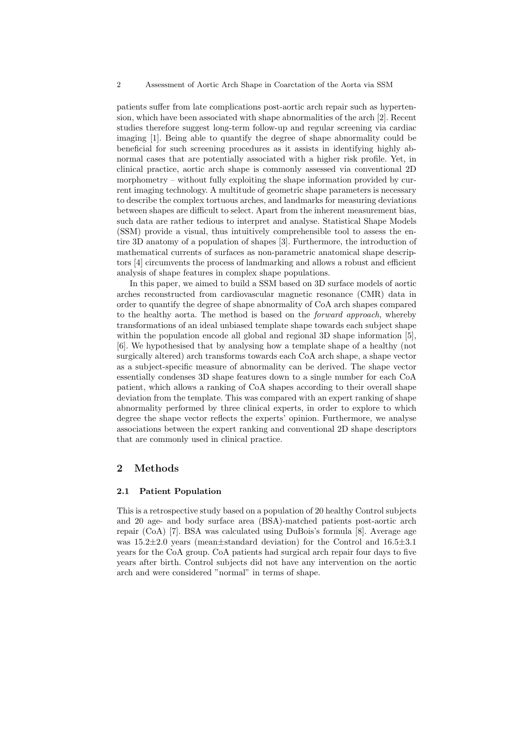patients suffer from late complications post-aortic arch repair such as hypertension, which have been associated with shape abnormalities of the arch [2]. Recent studies therefore suggest long-term follow-up and regular screening via cardiac imaging [1]. Being able to quantify the degree of shape abnormality could be beneficial for such screening procedures as it assists in identifying highly abnormal cases that are potentially associated with a higher risk profile. Yet, in clinical practice, aortic arch shape is commonly assessed via conventional 2D morphometry – without fully exploiting the shape information provided by current imaging technology. A multitude of geometric shape parameters is necessary to describe the complex tortuous arches, and landmarks for measuring deviations between shapes are difficult to select. Apart from the inherent measurement bias, such data are rather tedious to interpret and analyse. Statistical Shape Models (SSM) provide a visual, thus intuitively comprehensible tool to assess the entire 3D anatomy of a population of shapes [3]. Furthermore, the introduction of mathematical currents of surfaces as non-parametric anatomical shape descriptors [4] circumvents the process of landmarking and allows a robust and efficient analysis of shape features in complex shape populations.

In this paper, we aimed to build a SSM based on 3D surface models of aortic arches reconstructed from cardiovascular magnetic resonance (CMR) data in order to quantify the degree of shape abnormality of CoA arch shapes compared to the healthy aorta. The method is based on the *forward approach*, whereby transformations of an ideal unbiased template shape towards each subject shape within the population encode all global and regional 3D shape information [5], [6]. We hypothesised that by analysing how a template shape of a healthy (not surgically altered) arch transforms towards each CoA arch shape, a shape vector as a subject-specific measure of abnormality can be derived. The shape vector essentially condenses 3D shape features down to a single number for each CoA patient, which allows a ranking of CoA shapes according to their overall shape deviation from the template. This was compared with an expert ranking of shape abnormality performed by three clinical experts, in order to explore to which degree the shape vector reflects the experts' opinion. Furthermore, we analyse associations between the expert ranking and conventional 2D shape descriptors that are commonly used in clinical practice.

## 2 Methods

### 2.1 Patient Population

This is a retrospective study based on a population of 20 healthy Control subjects and 20 age- and body surface area (BSA)-matched patients post-aortic arch repair (CoA) [7]. BSA was calculated using DuBois's formula [8]. Average age was $15.2 \pm 2.0$ years (mean$\pm$standard deviation) for the Control and $16.5 \pm 3.1$ years for the CoA group. CoA patients had surgical arch repair four days to five years after birth. Control subjects did not have any intervention on the aortic arch and were considered "normal" in terms of shape.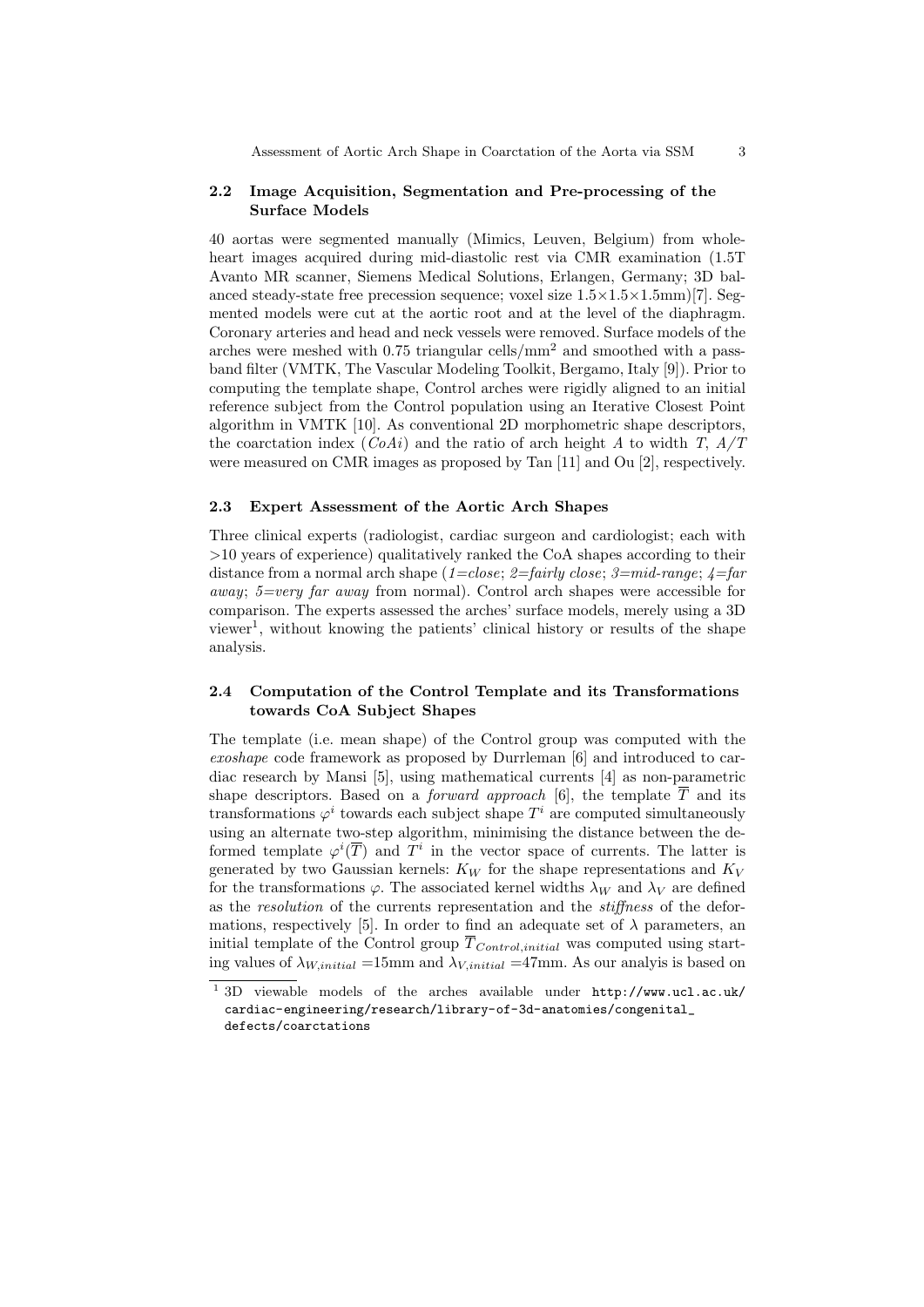## 2.2 Image Acquisition, Segmentation and Pre-processing of the Surface Models

40 aortas were segmented manually (Mimics, Leuven, Belgium) from whole-heart images acquired during mid-diastolic rest via CMR examination (1.5T Avanto MR scanner, Siemens Medical Solutions, Erlangen, Germany; 3D balanced steady-state free precession sequence; voxel size $1.5 \times 1.5 \times 1.5$mm)[7]. Segmented models were cut at the aortic root and at the level of the diaphragm. Coronary arteries and head and neck vessels were removed. Surface models of the arches were meshed with 0.75 triangular cells/mm$^2$ and smoothed with a pass-band filter (VMTK, The Vascular Modeling Toolkit, Bergamo, Italy [9]). Prior to computing the template shape, Control arches were rigidly aligned to an initial reference subject from the Control population using an Iterative Closest Point algorithm in VMTK [10]. As conventional 2D morphometric shape descriptors, the coarctation index ($CoAi$) and the ratio of arch height $A$ to width $T$, $A/T$ were measured on CMR images as proposed by Tan [11] and Ou [2], respectively.

## 2.3 Expert Assessment of the Aortic Arch Shapes

Three clinical experts (radiologist, cardiac surgeon and cardiologist; each with >10 years of experience) qualitatively ranked the CoA shapes according to their distance from a normal arch shape (*1=close*; *2=fairly close*; *3=mid-range*; *4=far away*; *5=very far away* from normal). Control arch shapes were accessible for comparison. The experts assessed the arches' surface models, merely using a 3D viewer[1], without knowing the patients' clinical history or results of the shape analysis.

## 2.4 Computation of the Control Template and its Transformations towards CoA Subject Shapes

The template (i.e. mean shape) of the Control group was computed with the *exoshape* code framework as proposed by Durrleman [6] and introduced to cardiac research by Mansi [5], using mathematical currents [4] as non-parametric shape descriptors. Based on a *forward approach* [6], the template $\overline{T}$ and its transformations $\varphi^i$ towards each subject shape $T^i$ are computed simultaneously using an alternate two-step algorithm, minimising the distance between the deformed template $\varphi^i(\overline{T})$ and $T^i$ in the vector space of currents. The latter is generated by two Gaussian kernels: $K_W$ for the shape representations and $K_V$ for the transformations $\varphi$. The associated kernel widths $\lambda_W$ and $\lambda_V$ are defined as the *resolution* of the currents representation and the *stiffness* of the deformations, respectively [5]. In order to find an adequate set of $\lambda$ parameters, an initial template of the Control group $\overline{T}_{Control,initial}$ was computed using starting values of $\lambda_{W,initial}$ =15mm and $\lambda_{V,initial}$ =47mm. As our analyis is based on

[1] 3D viewable models of the arches available under http://www.ucl.ac.uk/cardiac-engineering/research/library-of-3d-anatomies/congenital_defects/coarctations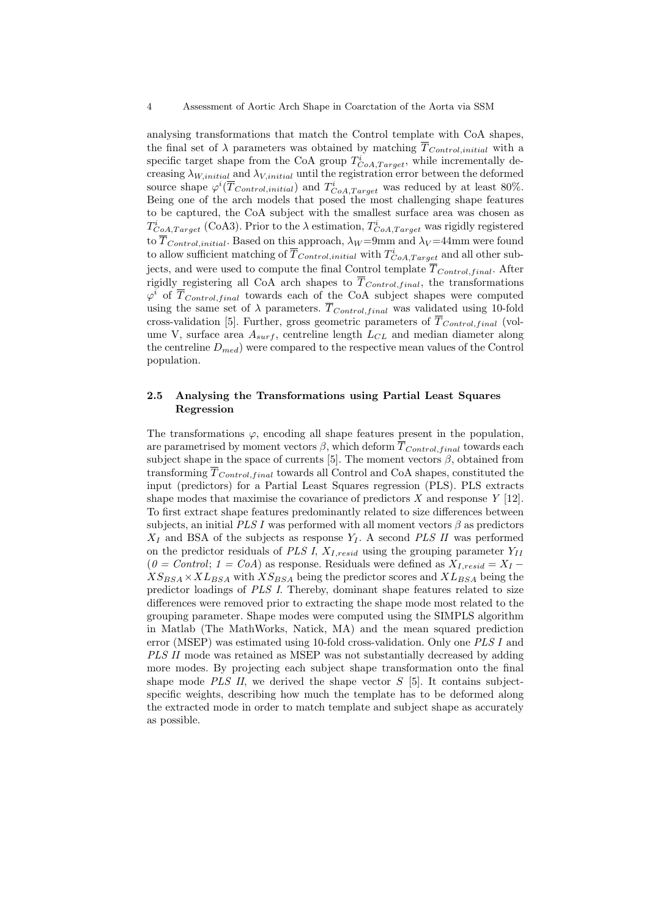analysing transformations that match the Control template with CoA shapes, the final set of $\lambda$ parameters was obtained by matching $\overline{T}_{Control,initial}$ with a specific target shape from the CoA group $T^i_{CoA,Target}$, while incrementally decreasing $\lambda_{W,initial}$ and $\lambda_{V,initial}$ until the registration error between the deformed source shape $\varphi^i(\overline{T}_{Control,initial})$ and $T^i_{CoA,Target}$ was reduced by at least 80%. Being one of the arch models that posed the most challenging shape features to be captured, the CoA subject with the smallest surface area was chosen as $T^i_{CoA,Target}$ (CoA3). Prior to the $\lambda$ estimation, $T^i_{CoA,Target}$ was rigidly registered to $\overline{T}_{Control,initial}$. Based on this approach, $\lambda_W$=9mm and $\lambda_V$=44mm were found to allow sufficient matching of $\overline{T}_{Control,initial}$ with $T^i_{CoA,Target}$ and all other subjects, and were used to compute the final Control template $\overline{T}_{Control,final}$. After rigidly registering all CoA arch shapes to $\overline{T}_{Control,final}$, the transformations $\varphi^i$ of $\overline{T}_{Control,final}$ towards each of the CoA subject shapes were computed using the same set of $\lambda$ parameters. $\overline{T}_{Control,final}$ was validated using 10-fold cross-validation [5]. Further, gross geometric parameters of $\overline{T}_{Control,final}$ (volume V, surface area $A_{surf}$, centreline length $L_{CL}$ and median diameter along the centreline $D_{med}$) were compared to the respective mean values of the Control population.

### 2.5 Analysing the Transformations using Partial Least Squares Regression

The transformations $\varphi$, encoding all shape features present in the population, are parametrised by moment vectors $\beta$, which deform $\overline{T}_{Control,final}$ towards each subject shape in the space of currents [5]. The moment vectors $\beta$, obtained from transforming $\overline{T}_{Control,final}$ towards all Control and CoA shapes, constituted the input (predictors) for a Partial Least Squares regression (PLS). PLS extracts shape modes that maximise the covariance of predictors $X$ and response $Y$ [12]. To first extract shape features predominantly related to size differences between subjects, an initial *PLS I* was performed with all moment vectors $\beta$ as predictors $X_I$ and BSA of the subjects as response $Y_I$. A second *PLS II* was performed on the predictor residuals of *PLS I*, $X_{I,resid}$ using the grouping parameter $Y_{II}$ (*0 = Control*; *1 = CoA*) as response. Residuals were defined as $X_{I,resid} = X_I - XS_{BSA} \times XL_{BSA}$ with $XS_{BSA}$ being the predictor scores and $XL_{BSA}$ being the predictor loadings of *PLS I*. Thereby, dominant shape features related to size differences were removed prior to extracting the shape mode most related to the grouping parameter. Shape modes were computed using the SIMPLS algorithm in Matlab (The MathWorks, Natick, MA) and the mean squared prediction error (MSEP) was estimated using 10-fold cross-validation. Only one *PLS I* and *PLS II* mode was retained as MSEP was not substantially decreased by adding more modes. By projecting each subject shape transformation onto the final shape mode *PLS II*, we derived the shape vector $S$ [5]. It contains subject-specific weights, describing how much the template has to be deformed along the extracted mode in order to match template and subject shape as accurately as possible.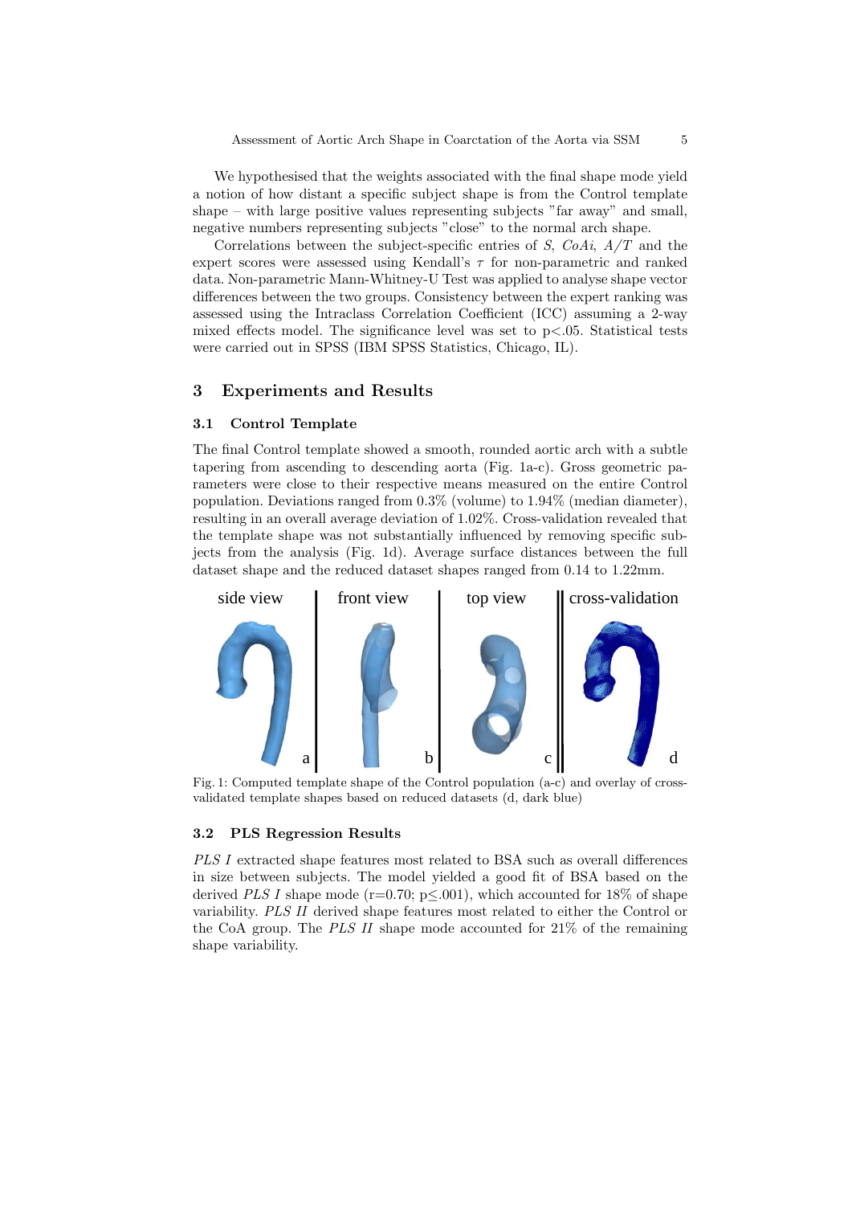We hypothesised that the weights associated with the final shape mode yield a notion of how distant a specific subject shape is from the Control template shape – with large positive values representing subjects "far away" and small, negative numbers representing subjects "close" to the normal arch shape.

Correlations between the subject-specific entries of $S$, $CoAi$, $A/T$ and the expert scores were assessed using Kendall's $\tau$ for non-parametric and ranked data. Non-parametric Mann-Whitney-U Test was applied to analyse shape vector differences between the two groups. Consistency between the expert ranking was assessed using the Intraclass Correlation Coefficient (ICC) assuming a 2-way mixed effects model. The significance level was set to $p<.05$. Statistical tests were carried out in SPSS (IBM SPSS Statistics, Chicago, IL).

## 3 Experiments and Results

### 3.1 Control Template

The final Control template showed a smooth, rounded aortic arch with a subtle tapering from ascending to descending aorta (Fig. 1a-c). Gross geometric parameters were close to their respective means measured on the entire Control population. Deviations ranged from 0.3% (volume) to 1.94% (median diameter), resulting in an overall average deviation of 1.02%. Cross-validation revealed that the template shape was not substantially influenced by removing specific subjects from the analysis (Fig. 1d). Average surface distances between the full dataset shape and the reduced dataset shapes ranged from 0.14 to 1.22mm.

side view
front view
top view
cross-validation
a
b
c
d

Fig. 1: Computed template shape of the Control population (a-c) and overlay of cross-validated template shapes based on reduced datasets (d, dark blue)

### 3.2 PLS Regression Results

*PLS I* extracted shape features most related to BSA such as overall differences in size between subjects. The model yielded a good fit of BSA based on the derived *PLS I* shape mode ($r=0.70$; $p\leq.001$), which accounted for 18% of shape variability. *PLS II* derived shape features most related to either the Control or the CoA group. The *PLS II* shape mode accounted for 21% of the remaining shape variability.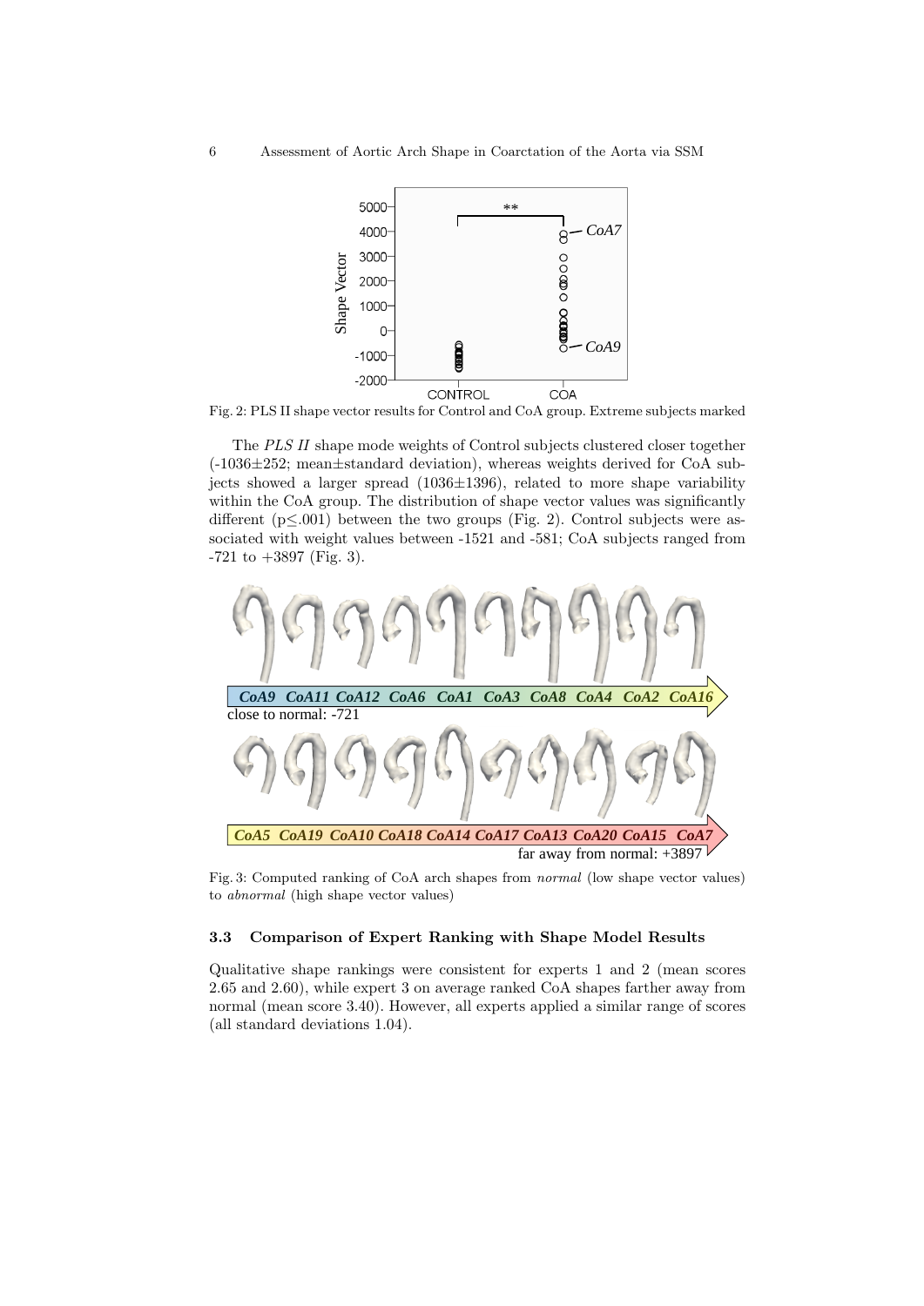5000
4000
3000
2000
1000
0
-1000
-2000

Shape Vector

**

CoA7

CoA9

CONTROL

COA

Fig. 2: PLS II shape vector results for Control and CoA group. Extreme subjects marked

The *PLS II* shape mode weights of Control subjects clustered closer together (-1036±252; mean±standard deviation), whereas weights derived for CoA subjects showed a larger spread (1036±1396), related to more shape variability within the CoA group. The distribution of shape vector values was significantly different ($p \leq .001$) between the two groups (Fig. 2). Control subjects were associated with weight values between -1521 and -581; CoA subjects ranged from -721 to +3897 (Fig. 3).

CoA9 CoA11 CoA12 CoA6 CoA1 CoA3 CoA8 CoA4 CoA2 CoA16

close to normal: -721

CoA5 CoA19 CoA10 CoA18 CoA14 CoA17 CoA13 CoA20 CoA15 CoA7

far away from normal: +3897

Fig. 3: Computed ranking of CoA arch shapes from *normal* (low shape vector values) to *abnormal* (high shape vector values)

### 3.3 Comparison of Expert Ranking with Shape Model Results

Qualitative shape rankings were consistent for experts 1 and 2 (mean scores 2.65 and 2.60), while expert 3 on average ranked CoA shapes farther away from normal (mean score 3.40). However, all experts applied a similar range of scores (all standard deviations 1.04).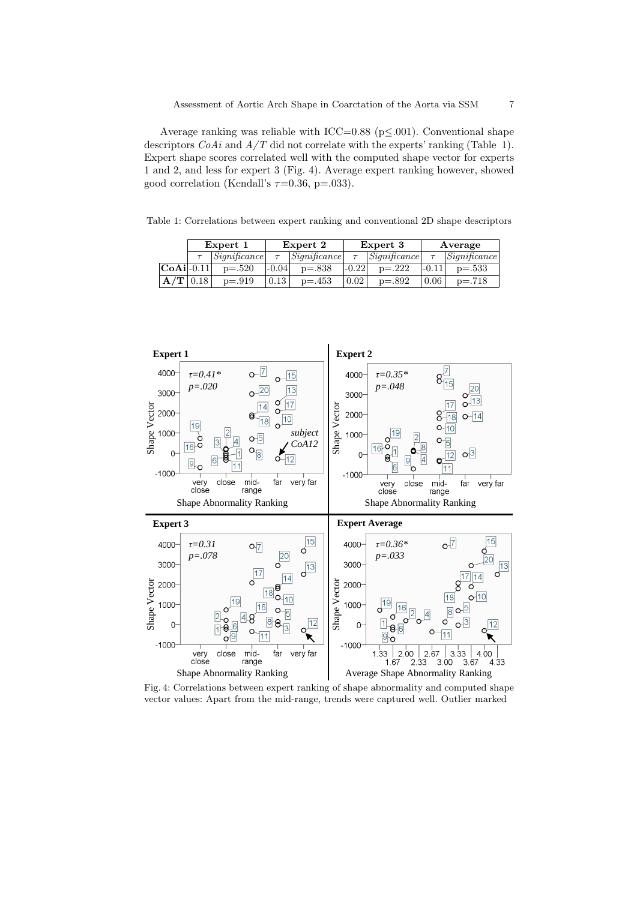Average ranking was reliable with ICC=0.88 (p≤.001). Conventional shape descriptors *CoAi* and *A/T* did not correlate with the experts' ranking (Table 1). Expert shape scores correlated well with the computed shape vector for experts 1 and 2, and less for expert 3 (Fig. 4). Average expert ranking however, showed good correlation (Kendall's $\tau$=0.36, p=.033).

Table 1: Correlations between expert ranking and conventional 2D shape descriptors

| | Expert 1 | | Expert 2 | | Expert 3 | | Average | |
|---|---|---|---|---|---|---|---|---|
| | $\tau$ | *Significance* | $\tau$ | *Significance* | $\tau$ | *Significance* | $\tau$ | *Significance* |
| **CoAi** | -0.11 | p=.520 | -0.04 | p=.838 | -0.22 | p=.222 | -0.11 | p=.533 |
| **A/T** | 0.18 | p=.919 | 0.13 | p=.453 | 0.02 | p=.892 | 0.06 | p=.718 |

**Expert 1**

$\tau$=0.41*
p=.020

subject CoA12

Shape Vector

4000
3000
2000
1000
0
-1000

very close
close
mid-range
far
very far

Shape Abnormality Ranking

**Expert 2**

$\tau$=0.35*
p=.048

Shape Vector

4000
3000
2000
1000
0
-1000

very close
close
mid-range
far
very far

Shape Abnormality Ranking

**Expert 3**

$\tau$=0.31
p=.078

Shape Vector

4000
3000
2000
1000
0
-1000

very close
close
mid-range
far
very far

Shape Abnormality Ranking

**Expert Average**

$\tau$=0.36*
p=.033

Shape Vector

4000
3000
2000
1000
0
-1000

1.33
1.67
2.00
2.33
2.67
3.00
3.33
3.67
4.00
4.33

Average Shape Abnormality Ranking

Fig. 4: Correlations between expert ranking of shape abnormality and computed shape vector values: Apart from the mid-range, trends were captured well. Outlier marked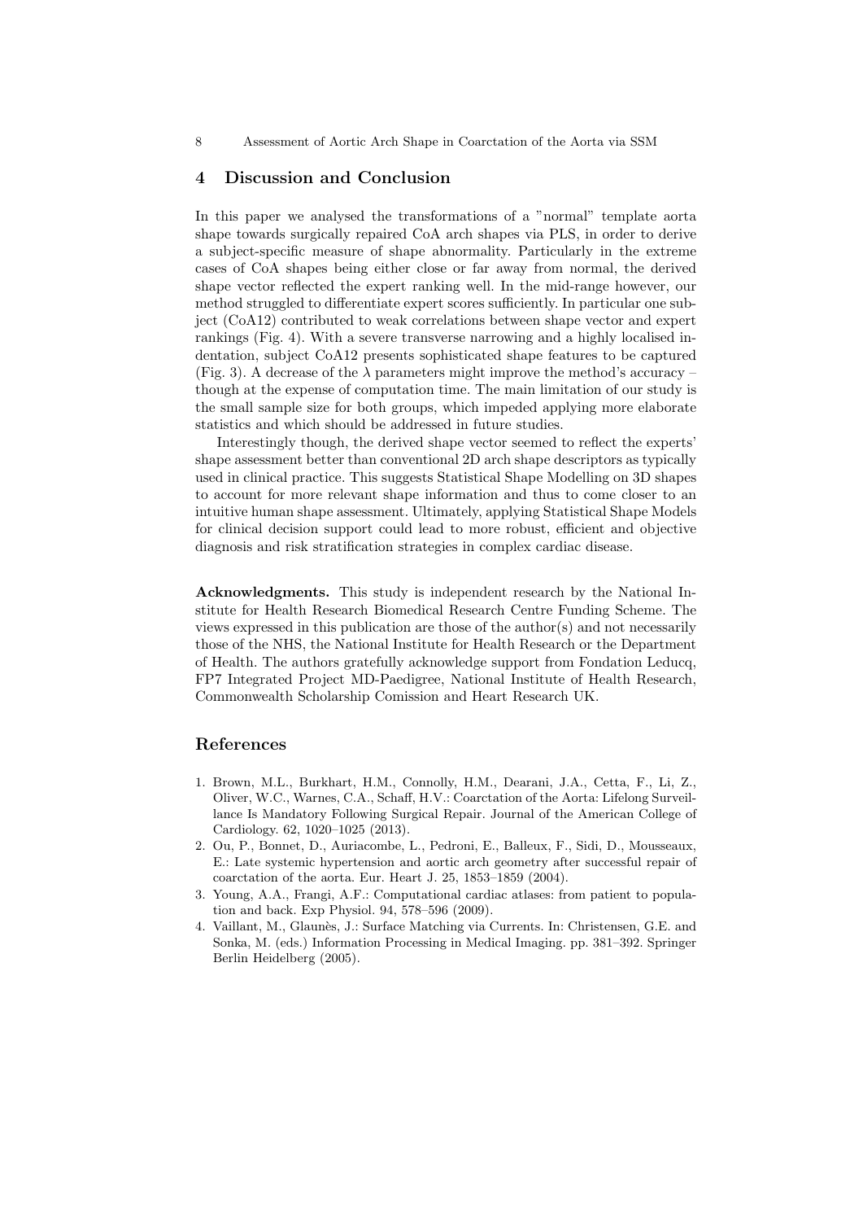## 4 Discussion and Conclusion

In this paper we analysed the transformations of a "normal" template aorta shape towards surgically repaired CoA arch shapes via PLS, in order to derive a subject-specific measure of shape abnormality. Particularly in the extreme cases of CoA shapes being either close or far away from normal, the derived shape vector reflected the expert ranking well. In the mid-range however, our method struggled to differentiate expert scores sufficiently. In particular one subject (CoA12) contributed to weak correlations between shape vector and expert rankings (Fig. 4). With a severe transverse narrowing and a highly localised indentation, subject CoA12 presents sophisticated shape features to be captured (Fig. 3). A decrease of the $\lambda$ parameters might improve the method's accuracy – though at the expense of computation time. The main limitation of our study is the small sample size for both groups, which impeded applying more elaborate statistics and which should be addressed in future studies.

Interestingly though, the derived shape vector seemed to reflect the experts' shape assessment better than conventional 2D arch shape descriptors as typically used in clinical practice. This suggests Statistical Shape Modelling on 3D shapes to account for more relevant shape information and thus to come closer to an intuitive human shape assessment. Ultimately, applying Statistical Shape Models for clinical decision support could lead to more robust, efficient and objective diagnosis and risk stratification strategies in complex cardiac disease.

**Acknowledgments.** This study is independent research by the National Institute for Health Research Biomedical Research Centre Funding Scheme. The views expressed in this publication are those of the author(s) and not necessarily those of the NHS, the National Institute for Health Research or the Department of Health. The authors gratefully acknowledge support from Fondation Leducq, FP7 Integrated Project MD-Paedigree, National Institute of Health Research, Commonwealth Scholarship Comission and Heart Research UK.

## References

1. Brown, M.L., Burkhart, H.M., Connolly, H.M., Dearani, J.A., Cetta, F., Li, Z., Oliver, W.C., Warnes, C.A., Schaff, H.V.: Coarctation of the Aorta: Lifelong Surveillance Is Mandatory Following Surgical Repair. Journal of the American College of Cardiology. 62, 1020–1025 (2013).
2. Ou, P., Bonnet, D., Auriacombe, L., Pedroni, E., Balleux, F., Sidi, D., Mousseaux, E.: Late systemic hypertension and aortic arch geometry after successful repair of coarctation of the aorta. Eur. Heart J. 25, 1853–1859 (2004).
3. Young, A.A., Frangi, A.F.: Computational cardiac atlases: from patient to population and back. Exp Physiol. 94, 578–596 (2009).
4. Vaillant, M., Glaunès, J.: Surface Matching via Currents. In: Christensen, G.E. and Sonka, M. (eds.) Information Processing in Medical Imaging. pp. 381–392. Springer Berlin Heidelberg (2005).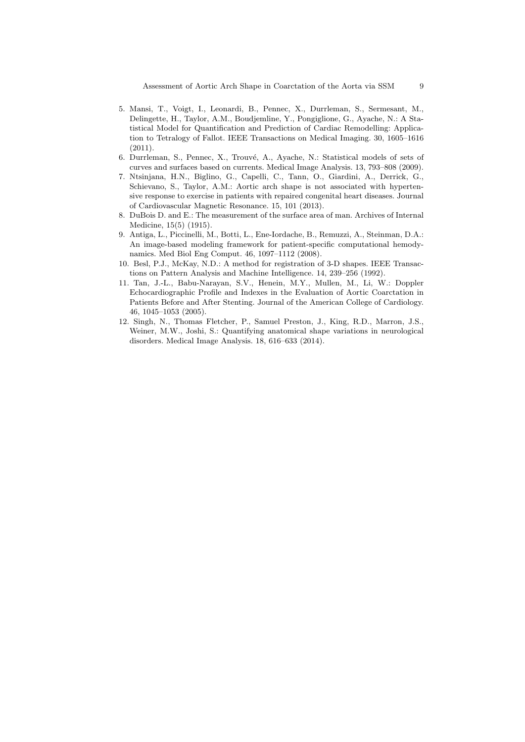5. Mansi, T., Voigt, I., Leonardi, B., Pennec, X., Durrleman, S., Sermesant, M., Delingette, H., Taylor, A.M., Boudjemline, Y., Pongiglione, G., Ayache, N.: A Statistical Model for Quantification and Prediction of Cardiac Remodelling: Application to Tetralogy of Fallot. IEEE Transactions on Medical Imaging. 30, 1605–1616 (2011).
6. Durrleman, S., Pennec, X., Trouvé, A., Ayache, N.: Statistical models of sets of curves and surfaces based on currents. Medical Image Analysis. 13, 793–808 (2009).
7. Ntsinjana, H.N., Biglino, G., Capelli, C., Tann, O., Giardini, A., Derrick, G., Schievano, S., Taylor, A.M.: Aortic arch shape is not associated with hypertensive response to exercise in patients with repaired congenital heart diseases. Journal of Cardiovascular Magnetic Resonance. 15, 101 (2013).
8. DuBois D. and E.: The measurement of the surface area of man. Archives of Internal Medicine, 15(5) (1915).
9. Antiga, L., Piccinelli, M., Botti, L., Ene-Iordache, B., Remuzzi, A., Steinman, D.A.: An image-based modeling framework for patient-specific computational hemodynamics. Med Biol Eng Comput. 46, 1097–1112 (2008).
10. Besl, P.J., McKay, N.D.: A method for registration of 3-D shapes. IEEE Transactions on Pattern Analysis and Machine Intelligence. 14, 239–256 (1992).
11. Tan, J.-L., Babu-Narayan, S.V., Henein, M.Y., Mullen, M., Li, W.: Doppler Echocardiographic Profile and Indexes in the Evaluation of Aortic Coarctation in Patients Before and After Stenting. Journal of the American College of Cardiology. 46, 1045–1053 (2005).
12. Singh, N., Thomas Fletcher, P., Samuel Preston, J., King, R.D., Marron, J.S., Weiner, M.W., Joshi, S.: Quantifying anatomical shape variations in neurological disorders. Medical Image Analysis. 18, 616–633 (2014).